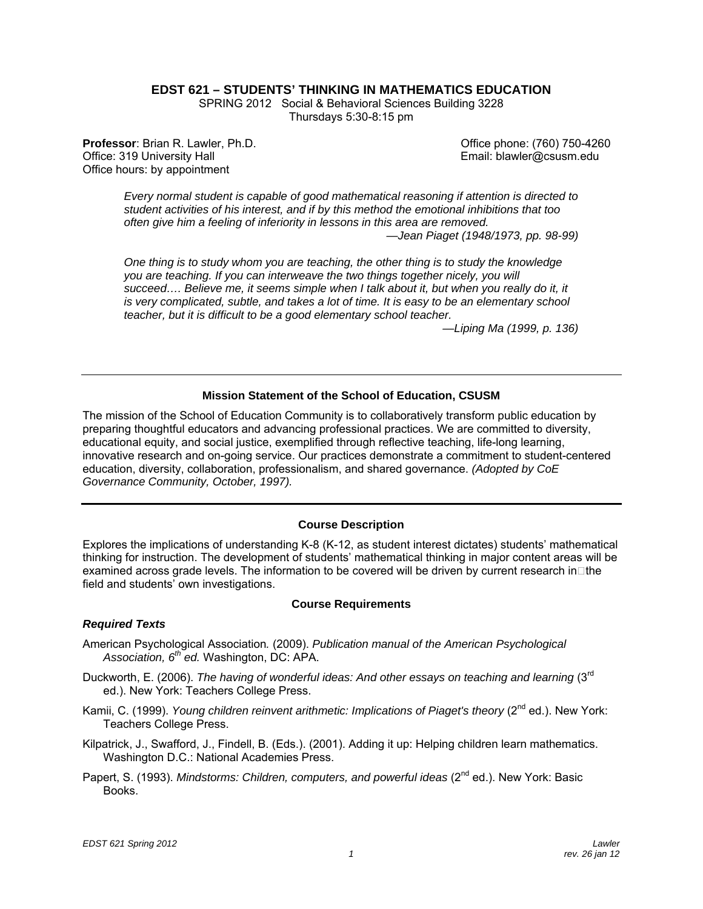# EDST 621 – STUDENTS' THINKING IN MATHEMATICS EDUCATION

SPRING 2012 Social & Behavioral Sciences Building 3228
Thursdays 5:30-8:15 pm

**Professor**: Brian R. Lawler, Ph.D.
Office: 319 University Hall
Office hours: by appointment

Office phone: (760) 750-4260
Email: blawler@csusm.edu

> *Every normal student is capable of good mathematical reasoning if attention is directed to student activities of his interest, and if by this method the emotional inhibitions that too often give him a feeling of inferiority in lessons in this area are removed.*
>
> *—Jean Piaget (1948/1973, pp. 98-99)*

> *One thing is to study whom you are teaching, the other thing is to study the knowledge you are teaching. If you can interweave the two things together nicely, you will succeed…. Believe me, it seems simple when I talk about it, but when you really do it, it is very complicated, subtle, and takes a lot of time. It is easy to be an elementary school teacher, but it is difficult to be a good elementary school teacher.*
>
> *—Liping Ma (1999, p. 136)*

---

### Mission Statement of the School of Education, CSUSM

The mission of the School of Education Community is to collaboratively transform public education by preparing thoughtful educators and advancing professional practices. We are committed to diversity, educational equity, and social justice, exemplified through reflective teaching, life-long learning, innovative research and on-going service. Our practices demonstrate a commitment to student-centered education, diversity, collaboration, professionalism, and shared governance. *(Adopted by CoE Governance Community, October, 1997).*

---

### Course Description

Explores the implications of understanding K-8 (K-12, as student interest dictates) students' mathematical thinking for instruction. The development of students' mathematical thinking in major content areas will be examined across grade levels. The information to be covered will be driven by current research in the field and students' own investigations.

### Course Requirements

#### *Required Texts*

American Psychological Association. (2009). *Publication manual of the American Psychological Association, 6th ed.* Washington, DC: APA.

Duckworth, E. (2006). *The having of wonderful ideas: And other essays on teaching and learning* (3rd ed.). New York: Teachers College Press.

Kamii, C. (1999). *Young children reinvent arithmetic: Implications of Piaget's theory* (2nd ed.). New York: Teachers College Press.

Kilpatrick, J., Swafford, J., Findell, B. (Eds.). (2001). Adding it up: Helping children learn mathematics. Washington D.C.: National Academies Press.

Papert, S. (1993). *Mindstorms: Children, computers, and powerful ideas* (2nd ed.). New York: Basic Books.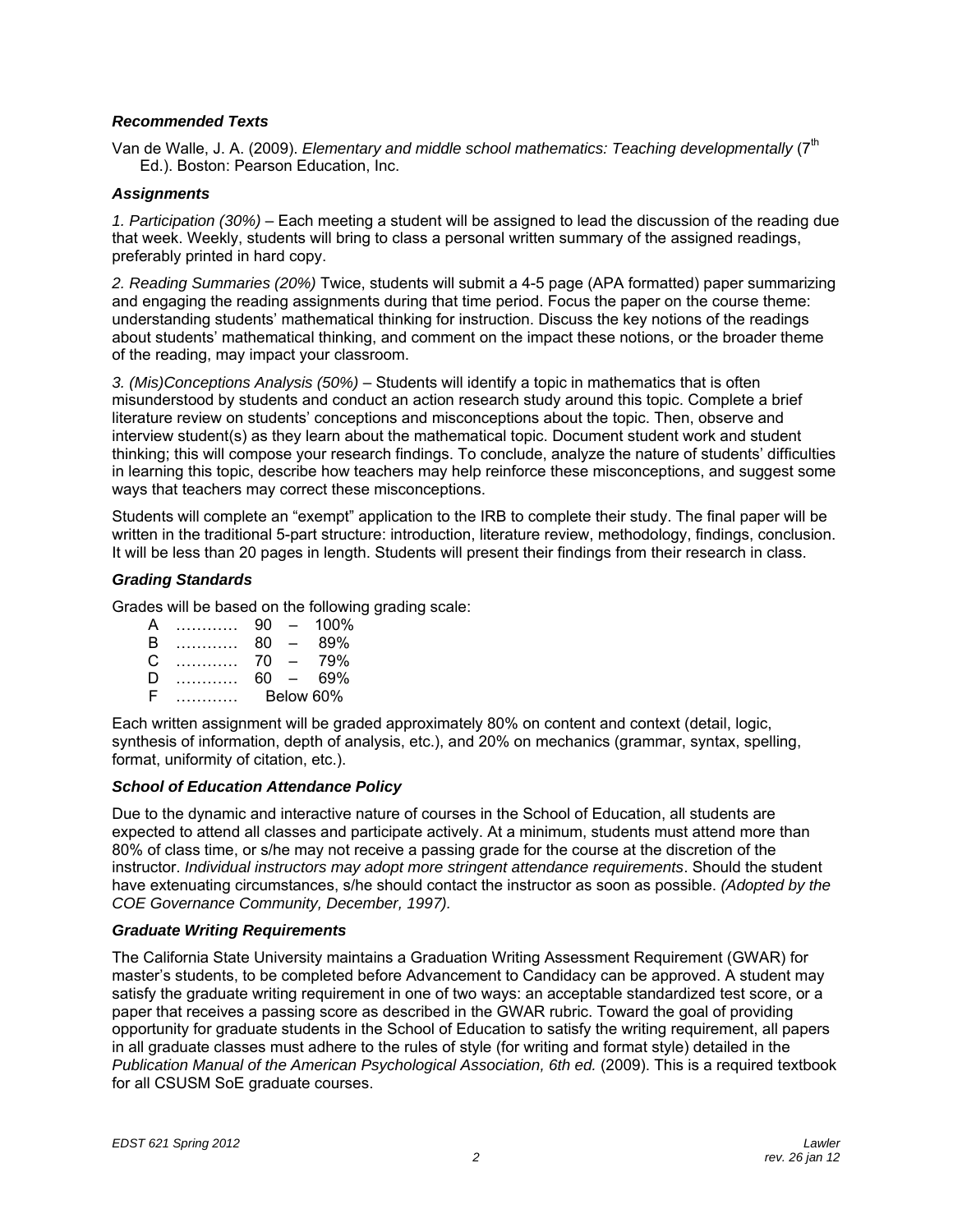### *Recommended Texts*

Van de Walle, J. A. (2009). *Elementary and middle school mathematics: Teaching developmentally* (7th Ed.). Boston: Pearson Education, Inc.

### *Assignments*

*1. Participation (30%)* – Each meeting a student will be assigned to lead the discussion of the reading due that week. Weekly, students will bring to class a personal written summary of the assigned readings, preferably printed in hard copy.

*2. Reading Summaries (20%)* Twice, students will submit a 4-5 page (APA formatted) paper summarizing and engaging the reading assignments during that time period. Focus the paper on the course theme: understanding students' mathematical thinking for instruction. Discuss the key notions of the readings about students' mathematical thinking, and comment on the impact these notions, or the broader theme of the reading, may impact your classroom.

*3. (Mis)Conceptions Analysis (50%)* – Students will identify a topic in mathematics that is often misunderstood by students and conduct an action research study around this topic. Complete a brief literature review on students' conceptions and misconceptions about the topic. Then, observe and interview student(s) as they learn about the mathematical topic. Document student work and student thinking; this will compose your research findings. To conclude, analyze the nature of students' difficulties in learning this topic, describe how teachers may help reinforce these misconceptions, and suggest some ways that teachers may correct these misconceptions.

Students will complete an "exempt" application to the IRB to complete their study. The final paper will be written in the traditional 5-part structure: introduction, literature review, methodology, findings, conclusion. It will be less than 20 pages in length. Students will present their findings from their research in class.

### *Grading Standards*

Grades will be based on the following grading scale:

| | | |
|---|---|---|
| A | ………… | 90 – 100% |
| B | ………… | 80 – 89% |
| C | ………… | 70 – 79% |
| D | ………… | 60 – 69% |
| F | ………… | Below 60% |

Each written assignment will be graded approximately 80% on content and context (detail, logic, synthesis of information, depth of analysis, etc.), and 20% on mechanics (grammar, syntax, spelling, format, uniformity of citation, etc.).

### *School of Education Attendance Policy*

Due to the dynamic and interactive nature of courses in the School of Education, all students are expected to attend all classes and participate actively. At a minimum, students must attend more than 80% of class time, or s/he may not receive a passing grade for the course at the discretion of the instructor. *Individual instructors may adopt more stringent attendance requirements*. Should the student have extenuating circumstances, s/he should contact the instructor as soon as possible. *(Adopted by the COE Governance Community, December, 1997).*

### *Graduate Writing Requirements*

The California State University maintains a Graduation Writing Assessment Requirement (GWAR) for master's students, to be completed before Advancement to Candidacy can be approved. A student may satisfy the graduate writing requirement in one of two ways: an acceptable standardized test score, or a paper that receives a passing score as described in the GWAR rubric. Toward the goal of providing opportunity for graduate students in the School of Education to satisfy the writing requirement, all papers in all graduate classes must adhere to the rules of style (for writing and format style) detailed in the *Publication Manual of the American Psychological Association, 6th ed.* (2009). This is a required textbook for all CSUSM SoE graduate courses.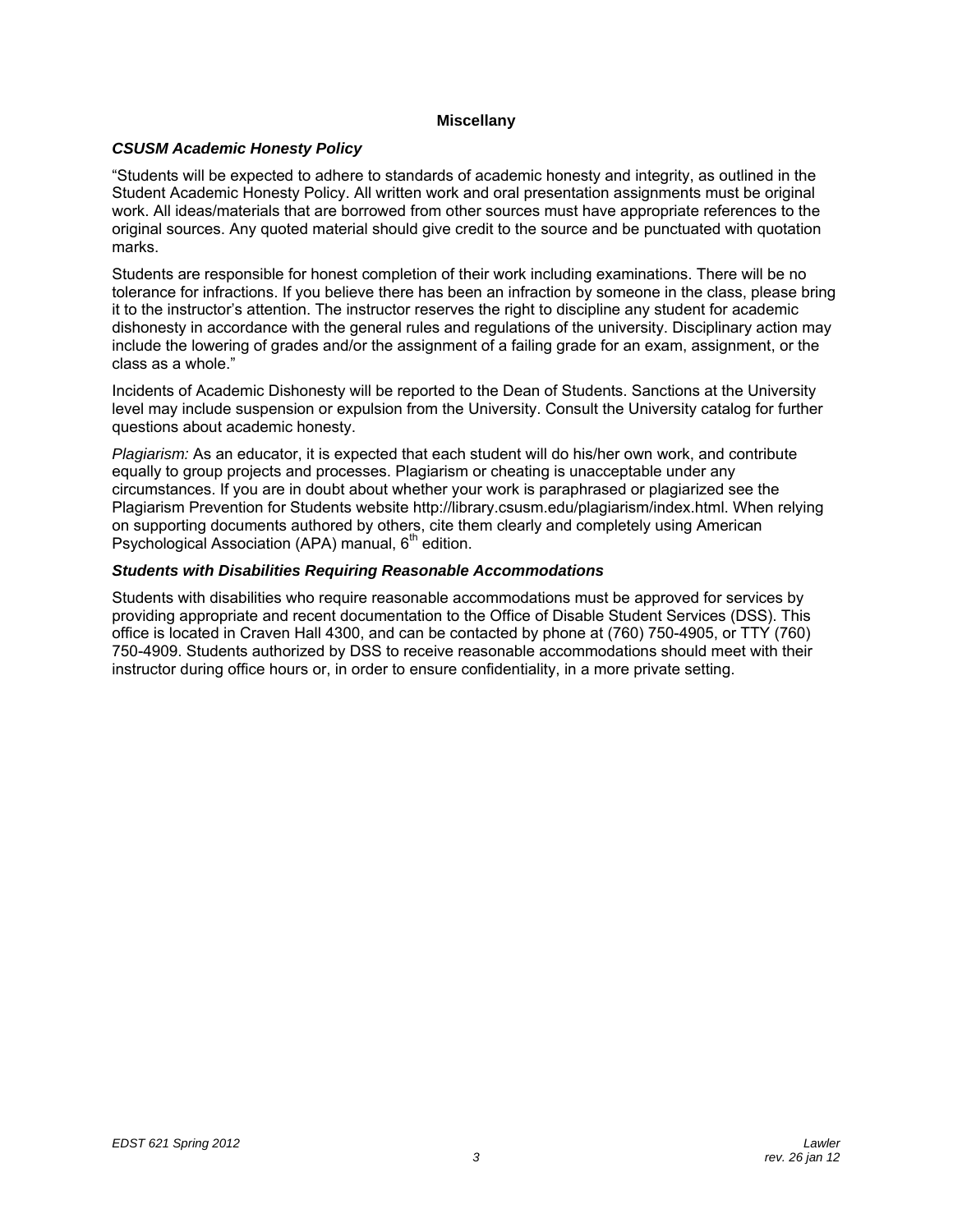## Miscellany

### *CSUSM Academic Honesty Policy*

"Students will be expected to adhere to standards of academic honesty and integrity, as outlined in the Student Academic Honesty Policy. All written work and oral presentation assignments must be original work. All ideas/materials that are borrowed from other sources must have appropriate references to the original sources. Any quoted material should give credit to the source and be punctuated with quotation marks.

Students are responsible for honest completion of their work including examinations. There will be no tolerance for infractions. If you believe there has been an infraction by someone in the class, please bring it to the instructor's attention. The instructor reserves the right to discipline any student for academic dishonesty in accordance with the general rules and regulations of the university. Disciplinary action may include the lowering of grades and/or the assignment of a failing grade for an exam, assignment, or the class as a whole."

Incidents of Academic Dishonesty will be reported to the Dean of Students. Sanctions at the University level may include suspension or expulsion from the University. Consult the University catalog for further questions about academic honesty.

*Plagiarism:* As an educator, it is expected that each student will do his/her own work, and contribute equally to group projects and processes. Plagiarism or cheating is unacceptable under any circumstances. If you are in doubt about whether your work is paraphrased or plagiarized see the Plagiarism Prevention for Students website http://library.csusm.edu/plagiarism/index.html. When relying on supporting documents authored by others, cite them clearly and completely using American Psychological Association (APA) manual, 6th edition.

### *Students with Disabilities Requiring Reasonable Accommodations*

Students with disabilities who require reasonable accommodations must be approved for services by providing appropriate and recent documentation to the Office of Disable Student Services (DSS). This office is located in Craven Hall 4300, and can be contacted by phone at (760) 750-4905, or TTY (760) 750-4909. Students authorized by DSS to receive reasonable accommodations should meet with their instructor during office hours or, in order to ensure confidentiality, in a more private setting.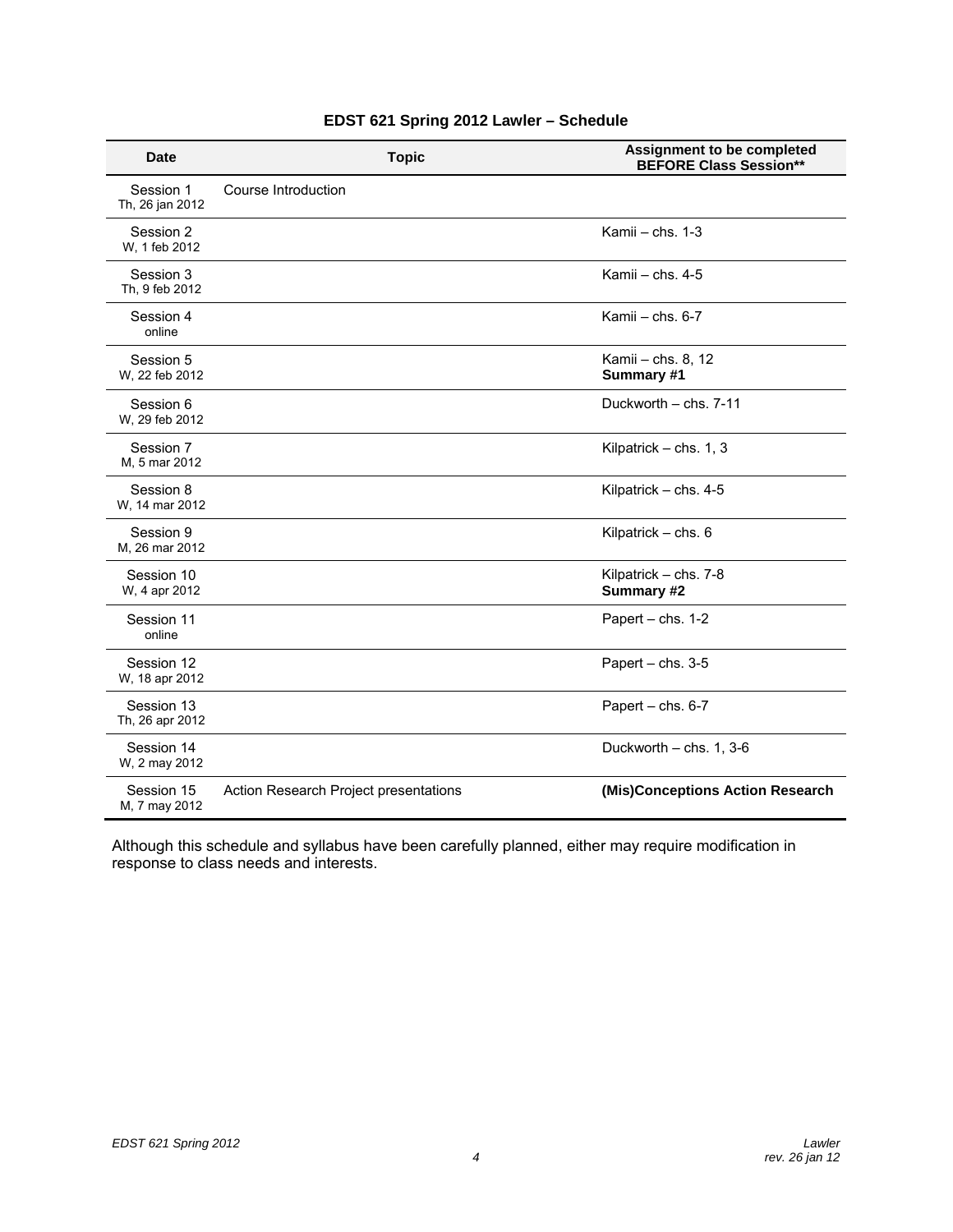## EDST 621 Spring 2012 Lawler – Schedule

| Date | Topic | Assignment to be completed BEFORE Class Session** |
|---|---|---|
| Session 1<br>Th, 26 jan 2012 | Course Introduction | |
| Session 2<br>W, 1 feb 2012 | | Kamii – chs. 1-3 |
| Session 3<br>Th, 9 feb 2012 | | Kamii – chs. 4-5 |
| Session 4<br>online | | Kamii – chs. 6-7 |
| Session 5<br>W, 22 feb 2012 | | Kamii – chs. 8, 12<br>**Summary #1** |
| Session 6<br>W, 29 feb 2012 | | Duckworth – chs. 7-11 |
| Session 7<br>M, 5 mar 2012 | | Kilpatrick – chs. 1, 3 |
| Session 8<br>W, 14 mar 2012 | | Kilpatrick – chs. 4-5 |
| Session 9<br>M, 26 mar 2012 | | Kilpatrick – chs. 6 |
| Session 10<br>W, 4 apr 2012 | | Kilpatrick – chs. 7-8<br>**Summary #2** |
| Session 11<br>online | | Papert – chs. 1-2 |
| Session 12<br>W, 18 apr 2012 | | Papert – chs. 3-5 |
| Session 13<br>Th, 26 apr 2012 | | Papert – chs. 6-7 |
| Session 14<br>W, 2 may 2012 | | Duckworth – chs. 1, 3-6 |
| Session 15<br>M, 7 may 2012 | Action Research Project presentations | **(Mis)Conceptions Action Research** |

Although this schedule and syllabus have been carefully planned, either may require modification in response to class needs and interests.